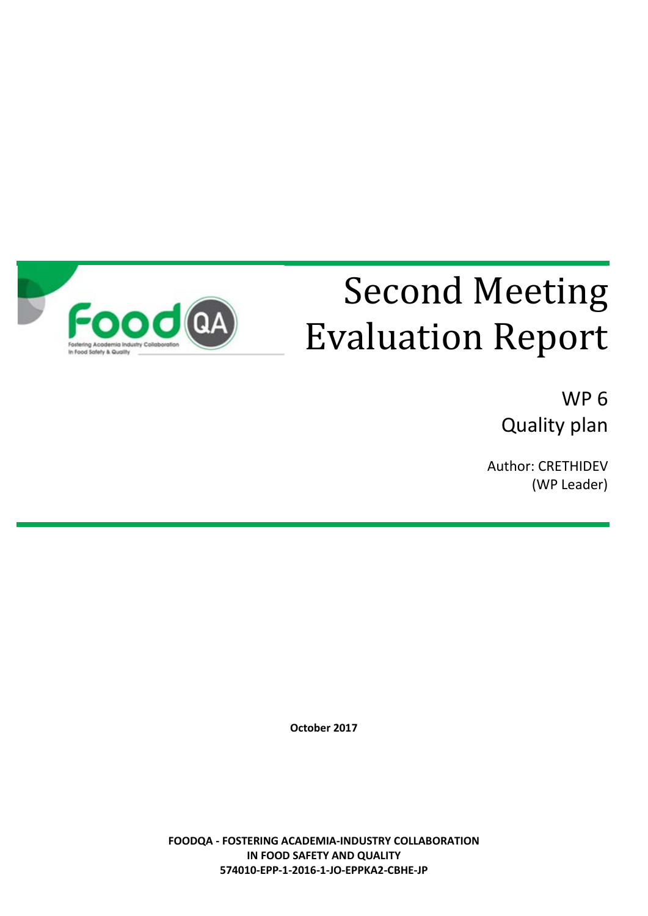# Second Meeting Evaluation Report

WP 6
Quality plan

Author: CRETHIDEV
(WP Leader)

**October 2017**

**FOODQA - FOSTERING ACADEMIA-INDUSTRY COLLABORATION IN FOOD SAFETY AND QUALITY**
**574010-EPP-1-2016-1-JO-EPPKA2-CBHE-JP**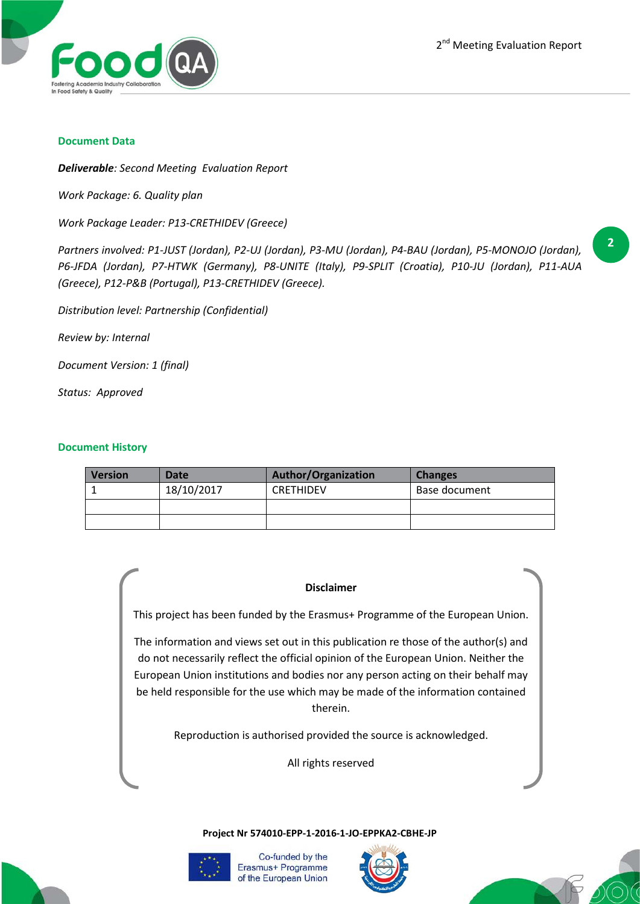## Document Data

***Deliverable**: Second Meeting Evaluation Report*

*Work Package: 6. Quality plan*

*Work Package Leader: P13-CRETHIDEV (Greece)*

*Partners involved: P1-JUST (Jordan), P2-UJ (Jordan), P3-MU (Jordan), P4-BAU (Jordan), P5-MONOJO (Jordan), P6-JFDA (Jordan), P7-HTWK (Germany), P8-UNITE (Italy), P9-SPLIT (Croatia), P10-JU (Jordan), P11-AUA (Greece), P12-P&B (Portugal), P13-CRETHIDEV (Greece).*

*Distribution level: Partnership (Confidential)*

*Review by: Internal*

*Document Version: 1 (final)*

*Status: Approved*

## Document History

| Version | Date | Author/Organization | Changes |
|---|---|---|---|
| 1 | 18/10/2017 | CRETHIDEV | Base document |
| | | | |
| | | | |

**Disclaimer**

This project has been funded by the Erasmus+ Programme of the European Union.

The information and views set out in this publication re those of the author(s) and do not necessarily reflect the official opinion of the European Union. Neither the European Union institutions and bodies nor any person acting on their behalf may be held responsible for the use which may be made of the information contained therein.

Reproduction is authorised provided the source is acknowledged.

All rights reserved

**Project Nr 574010-EPP-1-2016-1-JO-EPPKA2-CBHE-JP**

Co-funded by the Erasmus+ Programme of the European Union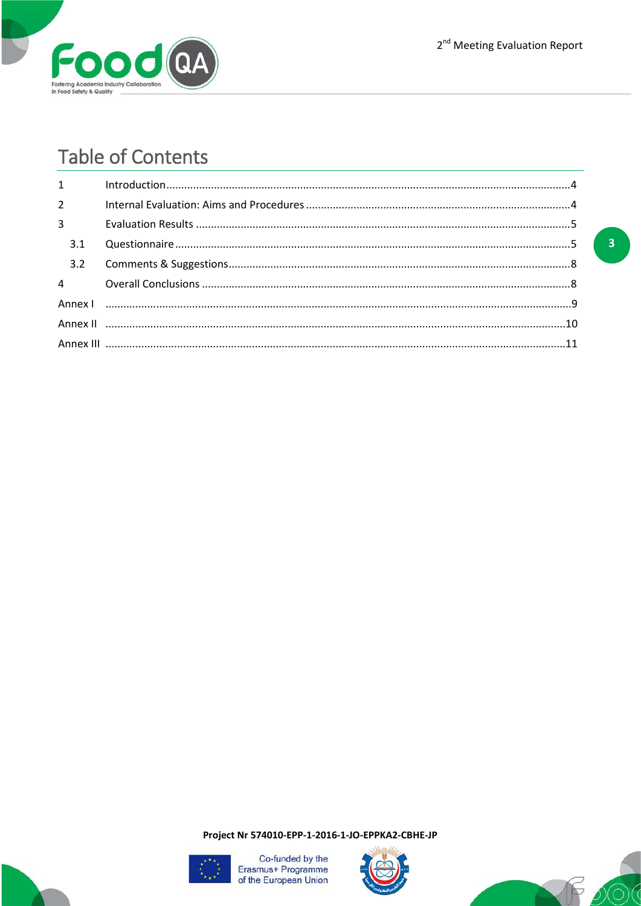# Table of Contents

1 Introduction .....4

2 Internal Evaluation: Aims and Procedures .....4

3 Evaluation Results .....5

 3.1 Questionnaire .....5

 3.2 Comments & Suggestions .....8

4 Overall Conclusions .....8

Annex I .....9

Annex II .....10

Annex III .....11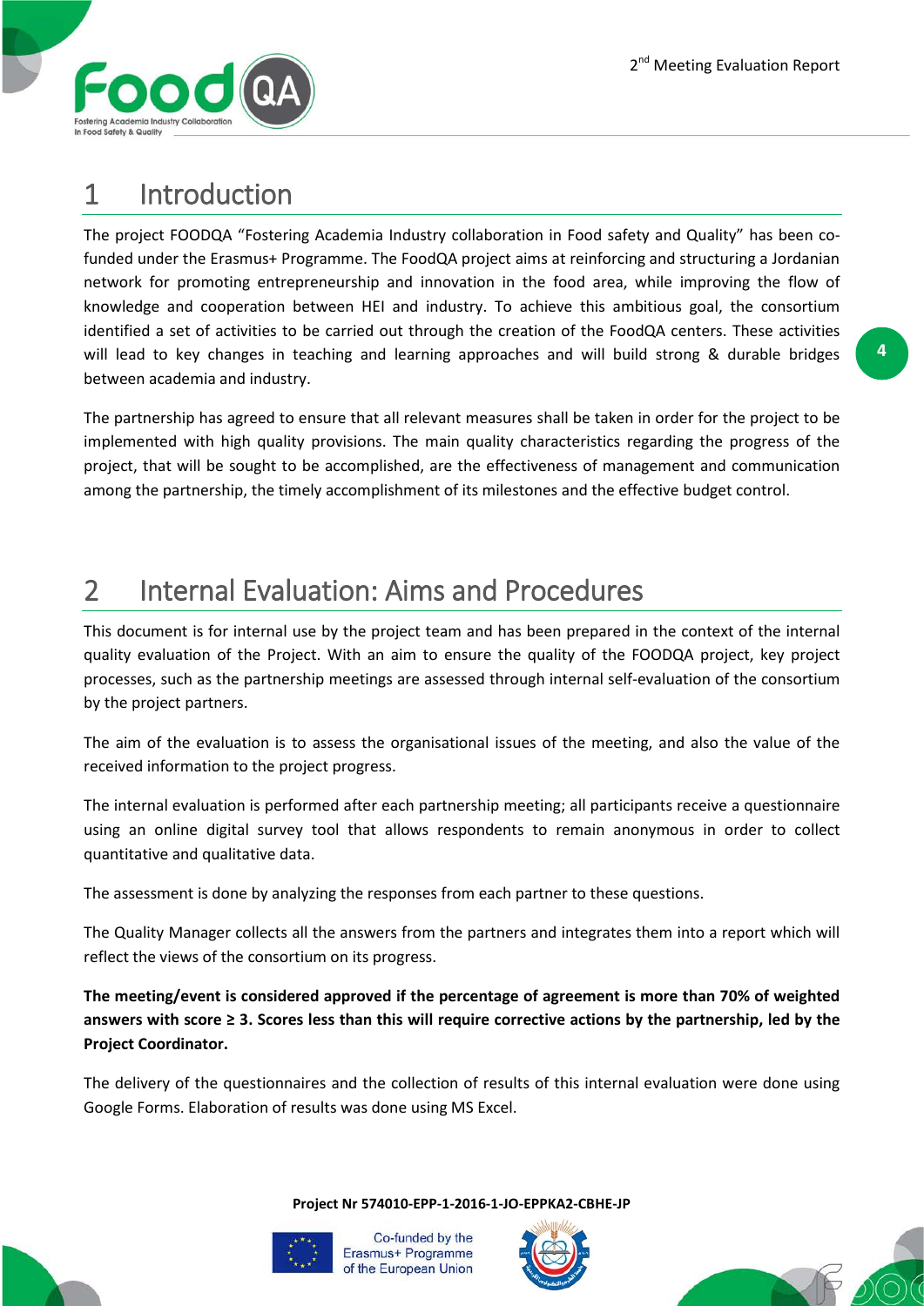# 1 Introduction

The project FOODQA "Fostering Academia Industry collaboration in Food safety and Quality" has been co-funded under the Erasmus+ Programme. The FoodQA project aims at reinforcing and structuring a Jordanian network for promoting entrepreneurship and innovation in the food area, while improving the flow of knowledge and cooperation between HEI and industry. To achieve this ambitious goal, the consortium identified a set of activities to be carried out through the creation of the FoodQA centers. These activities will lead to key changes in teaching and learning approaches and will build strong & durable bridges between academia and industry.

The partnership has agreed to ensure that all relevant measures shall be taken in order for the project to be implemented with high quality provisions. The main quality characteristics regarding the progress of the project, that will be sought to be accomplished, are the effectiveness of management and communication among the partnership, the timely accomplishment of its milestones and the effective budget control.

# 2 Internal Evaluation: Aims and Procedures

This document is for internal use by the project team and has been prepared in the context of the internal quality evaluation of the Project. With an aim to ensure the quality of the FOODQA project, key project processes, such as the partnership meetings are assessed through internal self-evaluation of the consortium by the project partners.

The aim of the evaluation is to assess the organisational issues of the meeting, and also the value of the received information to the project progress.

The internal evaluation is performed after each partnership meeting; all participants receive a questionnaire using an online digital survey tool that allows respondents to remain anonymous in order to collect quantitative and qualitative data.

The assessment is done by analyzing the responses from each partner to these questions.

The Quality Manager collects all the answers from the partners and integrates them into a report which will reflect the views of the consortium on its progress.

**The meeting/event is considered approved if the percentage of agreement is more than 70% of weighted answers with score ≥ 3. Scores less than this will require corrective actions by the partnership, led by the Project Coordinator.**

The delivery of the questionnaires and the collection of results of this internal evaluation were done using Google Forms. Elaboration of results was done using MS Excel.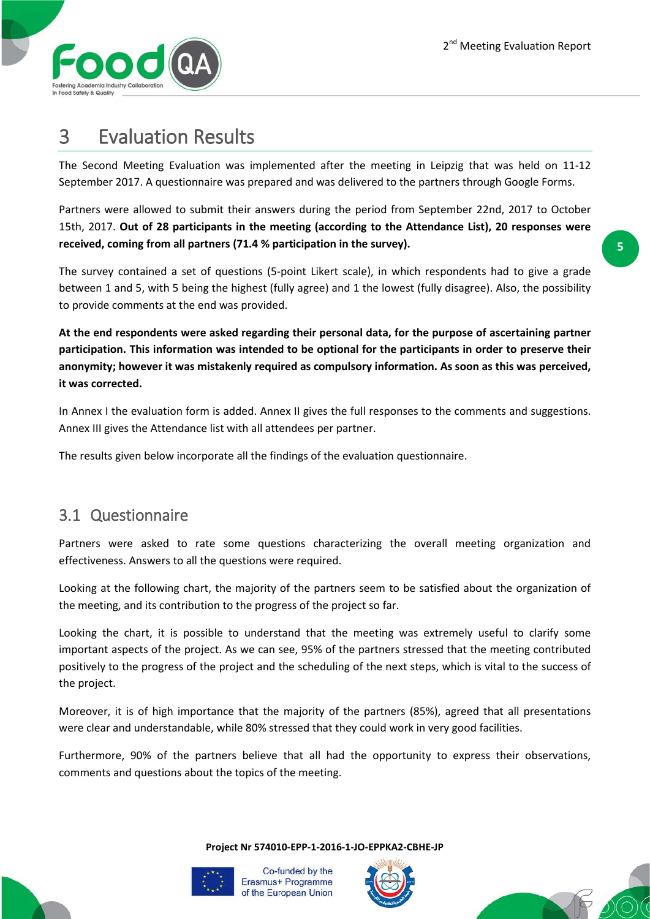# 3 Evaluation Results

The Second Meeting Evaluation was implemented after the meeting in Leipzig that was held on 11-12 September 2017. A questionnaire was prepared and was delivered to the partners through Google Forms.

Partners were allowed to submit their answers during the period from September 22nd, 2017 to October 15th, 2017. **Out of 28 participants in the meeting (according to the Attendance List), 20 responses were received, coming from all partners (71.4 % participation in the survey).**

The survey contained a set of questions (5-point Likert scale), in which respondents had to give a grade between 1 and 5, with 5 being the highest (fully agree) and 1 the lowest (fully disagree). Also, the possibility to provide comments at the end was provided.

**At the end respondents were asked regarding their personal data, for the purpose of ascertaining partner participation. This information was intended to be optional for the participants in order to preserve their anonymity; however it was mistakenly required as compulsory information. As soon as this was perceived, it was corrected.**

In Annex I the evaluation form is added. Annex II gives the full responses to the comments and suggestions. Annex III gives the Attendance list with all attendees per partner.

The results given below incorporate all the findings of the evaluation questionnaire.

## 3.1 Questionnaire

Partners were asked to rate some questions characterizing the overall meeting organization and effectiveness. Answers to all the questions were required.

Looking at the following chart, the majority of the partners seem to be satisfied about the organization of the meeting, and its contribution to the progress of the project so far.

Looking the chart, it is possible to understand that the meeting was extremely useful to clarify some important aspects of the project. As we can see, 95% of the partners stressed that the meeting contributed positively to the progress of the project and the scheduling of the next steps, which is vital to the success of the project.

Moreover, it is of high importance that the majority of the partners (85%), agreed that all presentations were clear and understandable, while 80% stressed that they could work in very good facilities.

Furthermore, 90% of the partners believe that all had the opportunity to express their observations, comments and questions about the topics of the meeting.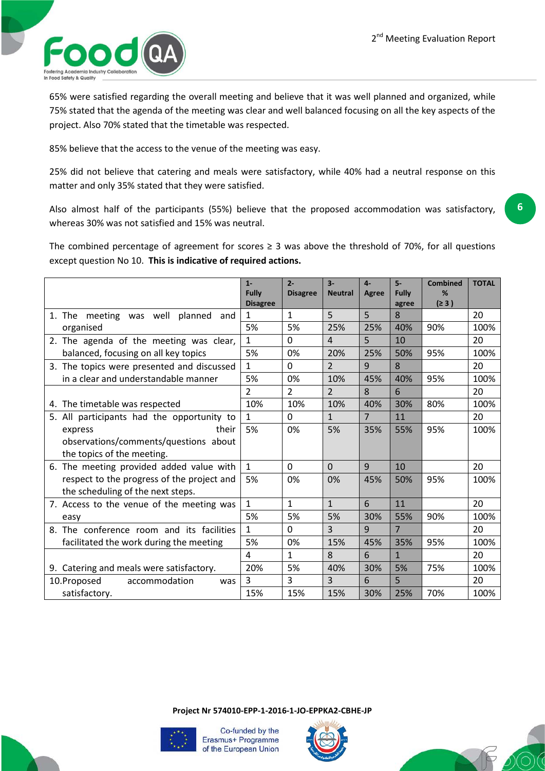65% were satisfied regarding the overall meeting and believe that it was well planned and organized, while 75% stated that the agenda of the meeting was clear and well balanced focusing on all the key aspects of the project. Also 70% stated that the timetable was respected.

85% believe that the access to the venue of the meeting was easy.

25% did not believe that catering and meals were satisfactory, while 40% had a neutral response on this matter and only 35% stated that they were satisfied.

Also almost half of the participants (55%) believe that the proposed accommodation was satisfactory, whereas 30% was not satisfied and 15% was neutral.

The combined percentage of agreement for scores ≥ 3 was above the threshold of 70%, for all questions except question No 10. **This is indicative of required actions.**

| | 1- Fully Disagree | 2- Disagree | 3- Neutral | 4- Agree | 5- Fully agree | Combined % (≥ 3 ) | TOTAL |
|---|---|---|---|---|---|---|---|
| 1. The meeting was well planned and organised | 1 | 1 | 5 | 5 | 8 | | 20 |
| | 5% | 5% | 25% | 25% | 40% | 90% | 100% |
| 2. The agenda of the meeting was clear, balanced, focusing on all key topics | 1 | 0 | 4 | 5 | 10 | | 20 |
| | 5% | 0% | 20% | 25% | 50% | 95% | 100% |
| 3. The topics were presented and discussed in a clear and understandable manner | 1 | 0 | 2 | 9 | 8 | | 20 |
| | 5% | 0% | 10% | 45% | 40% | 95% | 100% |
| 4. The timetable was respected | 2 | 2 | 2 | 8 | 6 | | 20 |
| | 10% | 10% | 10% | 40% | 30% | 80% | 100% |
| 5. All participants had the opportunity to express their observations/comments/questions about the topics of the meeting. | 1 | 0 | 1 | 7 | 11 | | 20 |
| | 5% | 0% | 5% | 35% | 55% | 95% | 100% |
| 6. The meeting provided added value with respect to the progress of the project and the scheduling of the next steps. | 1 | 0 | 0 | 9 | 10 | | 20 |
| | 5% | 0% | 0% | 45% | 50% | 95% | 100% |
| 7. Access to the venue of the meeting was easy | 1 | 1 | 1 | 6 | 11 | | 20 |
| | 5% | 5% | 5% | 30% | 55% | 90% | 100% |
| 8. The conference room and its facilities facilitated the work during the meeting | 1 | 0 | 3 | 9 | 7 | | 20 |
| | 5% | 0% | 15% | 45% | 35% | 95% | 100% |
| 9. Catering and meals were satisfactory. | 4 | 1 | 8 | 6 | 1 | | 20 |
| | 20% | 5% | 40% | 30% | 5% | 75% | 100% |
| 10. Proposed accommodation was satisfactory. | 3 | 3 | 3 | 6 | 5 | | 20 |
| | 15% | 15% | 15% | 30% | 25% | 70% | 100% |

**Project Nr 574010-EPP-1-2016-1-JO-EPPKA2-CBHE-JP**

Co-funded by the Erasmus+ Programme of the European Union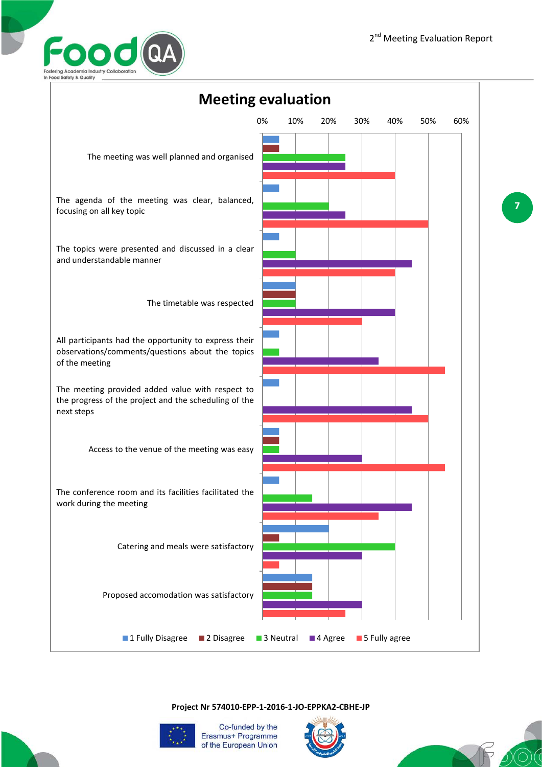# Meeting evaluation

| Statement | 1 Fully Disagree | 2 Disagree | 3 Neutral | 4 Agree | 5 Fully agree |
|---|---|---|---|---|---|
| The meeting was well planned and organised | 5% | 5% | 25% | 25% | 40% |
| The agenda of the meeting was clear, balanced, focusing on all key topic | 5% | | 20% | 25% | 50% |
| The topics were presented and discussed in a clear and understandable manner | 5% | | 10% | 45% | 40% |
| The timetable was respected | 10% | 10% | 10% | 40% | 30% |
| All participants had the opportunity to express their observations/comments/questions about the topics of the meeting | 5% | | 5% | 35% | 55% |
| The meeting provided added value with respect to the progress of the project and the scheduling of the next steps | 5% | | | 45% | 50% |
| Access to the venue of the meeting was easy | 5% | 5% | 5% | 30% | 55% |
| The conference room and its facilities facilitated the work during the meeting | 5% | | 15% | 45% | 35% |
| Catering and meals were satisfactory | 20% | 5% | 40% | 30% | 5% |
| Proposed accomodation was satisfactory | 15% | 15% | 15% | 30% | 25% |

**Project Nr 574010-EPP-1-2016-1-JO-EPPKA2-CBHE-JP**

Co-funded by the Erasmus+ Programme of the European Union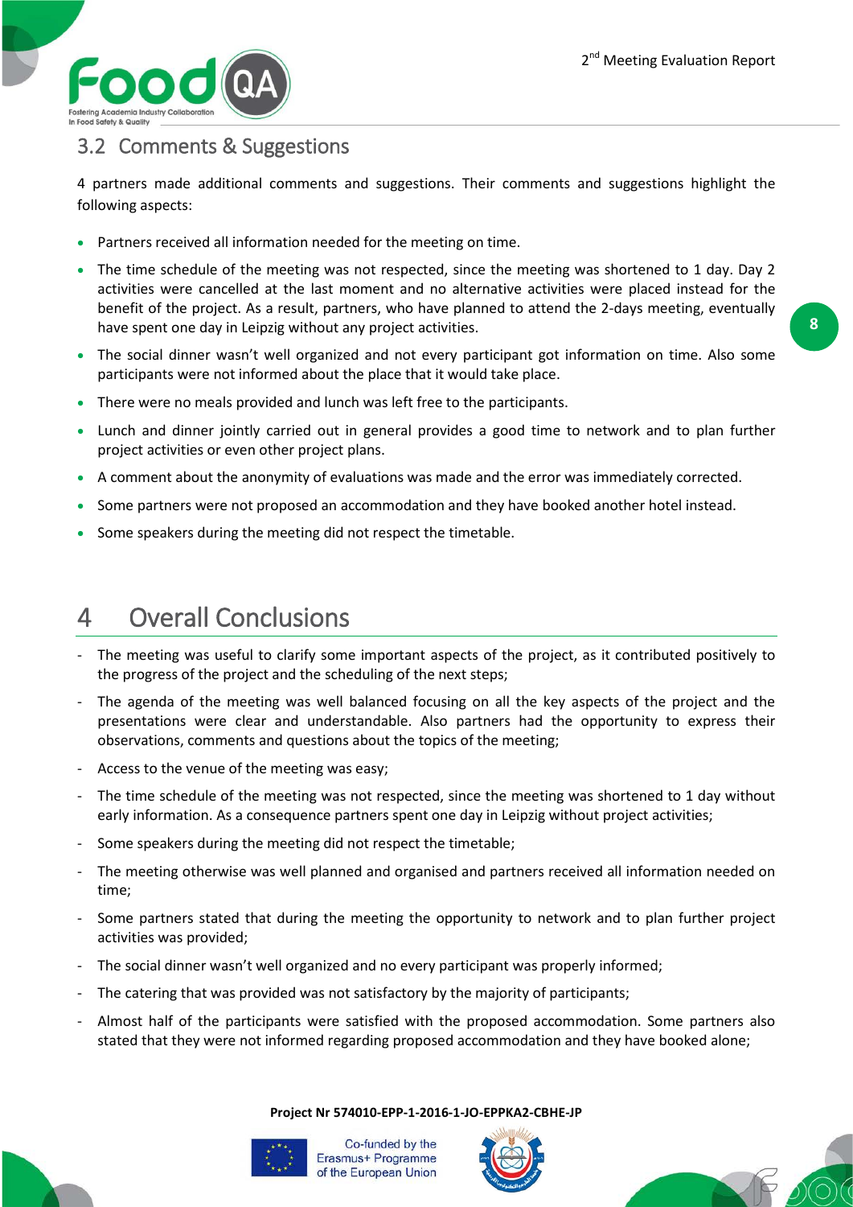## 3.2 Comments & Suggestions

4 partners made additional comments and suggestions. Their comments and suggestions highlight the following aspects:

- Partners received all information needed for the meeting on time.
- The time schedule of the meeting was not respected, since the meeting was shortened to 1 day. Day 2 activities were cancelled at the last moment and no alternative activities were placed instead for the benefit of the project. As a result, partners, who have planned to attend the 2-days meeting, eventually have spent one day in Leipzig without any project activities.
- The social dinner wasn't well organized and not every participant got information on time. Also some participants were not informed about the place that it would take place.
- There were no meals provided and lunch was left free to the participants.
- Lunch and dinner jointly carried out in general provides a good time to network and to plan further project activities or even other project plans.
- A comment about the anonymity of evaluations was made and the error was immediately corrected.
- Some partners were not proposed an accommodation and they have booked another hotel instead.
- Some speakers during the meeting did not respect the timetable.

# 4 Overall Conclusions

- The meeting was useful to clarify some important aspects of the project, as it contributed positively to the progress of the project and the scheduling of the next steps;
- The agenda of the meeting was well balanced focusing on all the key aspects of the project and the presentations were clear and understandable. Also partners had the opportunity to express their observations, comments and questions about the topics of the meeting;
- Access to the venue of the meeting was easy;
- The time schedule of the meeting was not respected, since the meeting was shortened to 1 day without early information. As a consequence partners spent one day in Leipzig without project activities;
- Some speakers during the meeting did not respect the timetable;
- The meeting otherwise was well planned and organised and partners received all information needed on time;
- Some partners stated that during the meeting the opportunity to network and to plan further project activities was provided;
- The social dinner wasn't well organized and no every participant was properly informed;
- The catering that was provided was not satisfactory by the majority of participants;
- Almost half of the participants were satisfied with the proposed accommodation. Some partners also stated that they were not informed regarding proposed accommodation and they have booked alone;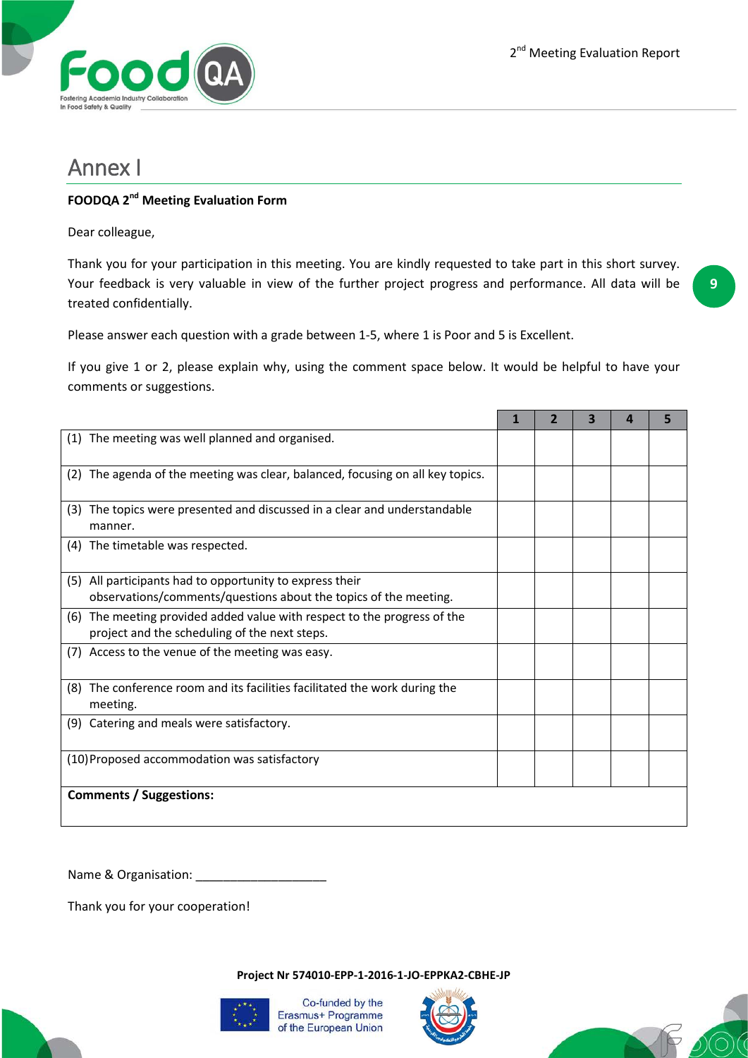# Annex I

**FOODQA 2nd Meeting Evaluation Form**

Dear colleague,

Thank you for your participation in this meeting. You are kindly requested to take part in this short survey. Your feedback is very valuable in view of the further project progress and performance. All data will be treated confidentially.

Please answer each question with a grade between 1-5, where 1 is Poor and 5 is Excellent.

If you give 1 or 2, please explain why, using the comment space below. It would be helpful to have your comments or suggestions.

| | 1 | 2 | 3 | 4 | 5 |
|---|---|---|---|---|---|
| (1) The meeting was well planned and organised. | | | | | |
| (2) The agenda of the meeting was clear, balanced, focusing on all key topics. | | | | | |
| (3) The topics were presented and discussed in a clear and understandable manner. | | | | | |
| (4) The timetable was respected. | | | | | |
| (5) All participants had to opportunity to express their observations/comments/questions about the topics of the meeting. | | | | | |
| (6) The meeting provided added value with respect to the progress of the project and the scheduling of the next steps. | | | | | |
| (7) Access to the venue of the meeting was easy. | | | | | |
| (8) The conference room and its facilities facilitated the work during the meeting. | | | | | |
| (9) Catering and meals were satisfactory. | | | | | |
| (10) Proposed accommodation was satisfactory | | | | | |
| **Comments / Suggestions:** | | | | | |

Name & Organisation: ____________________

Thank you for your cooperation!

**Project Nr 574010-EPP-1-2016-1-JO-EPPKA2-CBHE-JP**

Co-funded by the Erasmus+ Programme of the European Union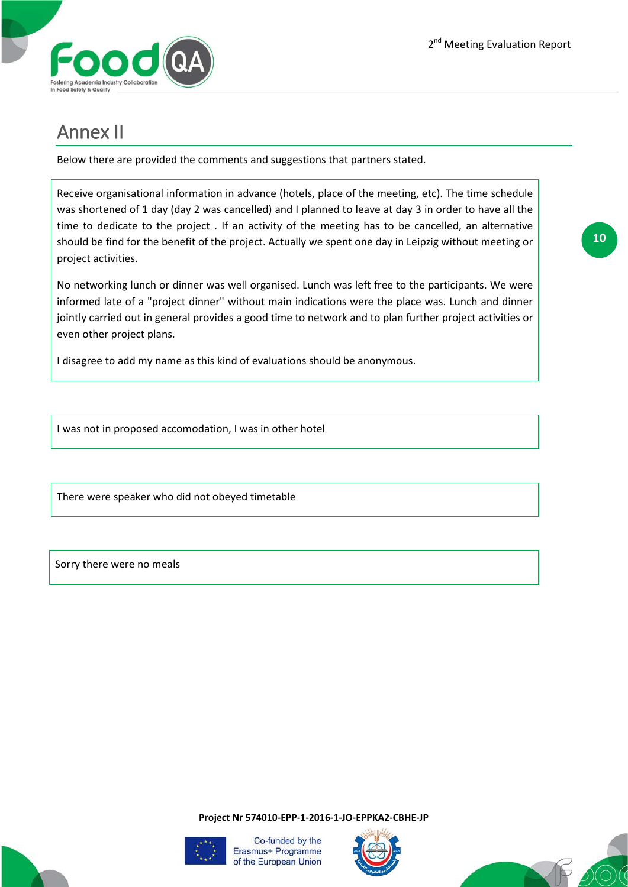# Annex II

Below there are provided the comments and suggestions that partners stated.

Receive organisational information in advance (hotels, place of the meeting, etc). The time schedule was shortened of 1 day (day 2 was cancelled) and I planned to leave at day 3 in order to have all the time to dedicate to the project . If an activity of the meeting has to be cancelled, an alternative should be find for the benefit of the project. Actually we spent one day in Leipzig without meeting or project activities.

No networking lunch or dinner was well organised. Lunch was left free to the participants. We were informed late of a "project dinner" without main indications were the place was. Lunch and dinner jointly carried out in general provides a good time to network and to plan further project activities or even other project plans.

I disagree to add my name as this kind of evaluations should be anonymous.

---

I was not in proposed accomodation, I was in other hotel

---

There were speaker who did not obeyed timetable

---

Sorry there were no meals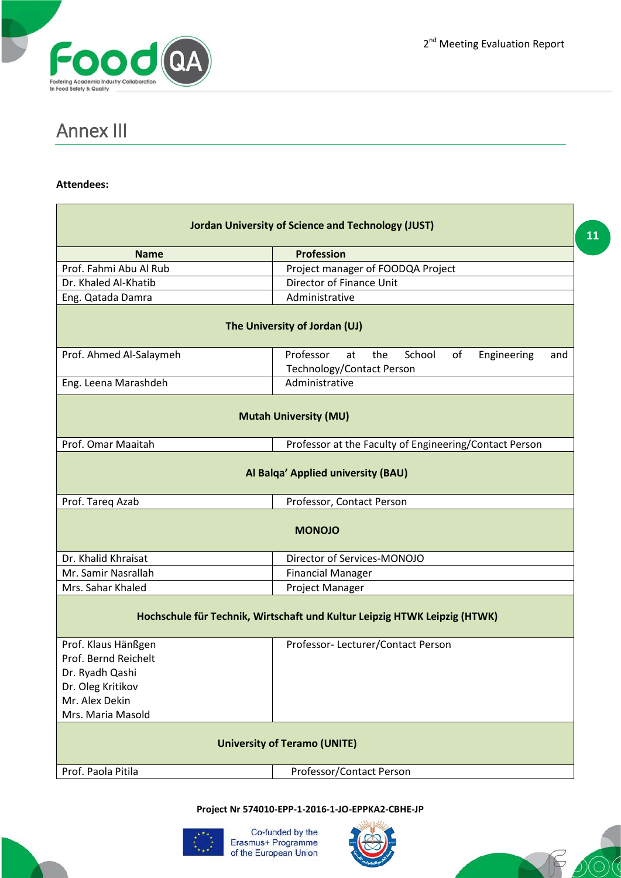# Annex III

**Attendees:**

| Jordan University of Science and Technology (JUST) | |
|---|---|
| **Name** | **Profession** |
| Prof. Fahmi Abu Al Rub | Project manager of FOODQA Project |
| Dr. Khaled Al-Khatib | Director of Finance Unit |
| Eng. Qatada Damra | Administrative |
| **The University of Jordan (UJ)** | |
| Prof. Ahmed Al-Salaymeh | Professor at the School of Engineering and Technology/Contact Person |
| Eng. Leena Marashdeh | Administrative |
| **Mutah University (MU)** | |
| Prof. Omar Maaitah | Professor at the Faculty of Engineering/Contact Person |
| **Al Balqa' Applied university (BAU)** | |
| Prof. Tareq Azab | Professor, Contact Person |
| **MONOJO** | |
| Dr. Khalid Khraisat | Director of Services-MONOJO |
| Mr. Samir Nasrallah | Financial Manager |
| Mrs. Sahar Khaled | Project Manager |
| **Hochschule für Technik, Wirtschaft und Kultur Leipzig HTWK Leipzig (HTWK)** | |
| Prof. Klaus Hänßgen<br>Prof. Bernd Reichelt<br>Dr. Ryadh Qashi<br>Dr. Oleg Kritikov<br>Mr. Alex Dekin<br>Mrs. Maria Masold | Professor- Lecturer/Contact Person |
| **University of Teramo (UNITE)** | |
| Prof. Paola Pitila | Professor/Contact Person |

**Project Nr 574010-EPP-1-2016-1-JO-EPPKA2-CBHE-JP**

Co-funded by the Erasmus+ Programme of the European Union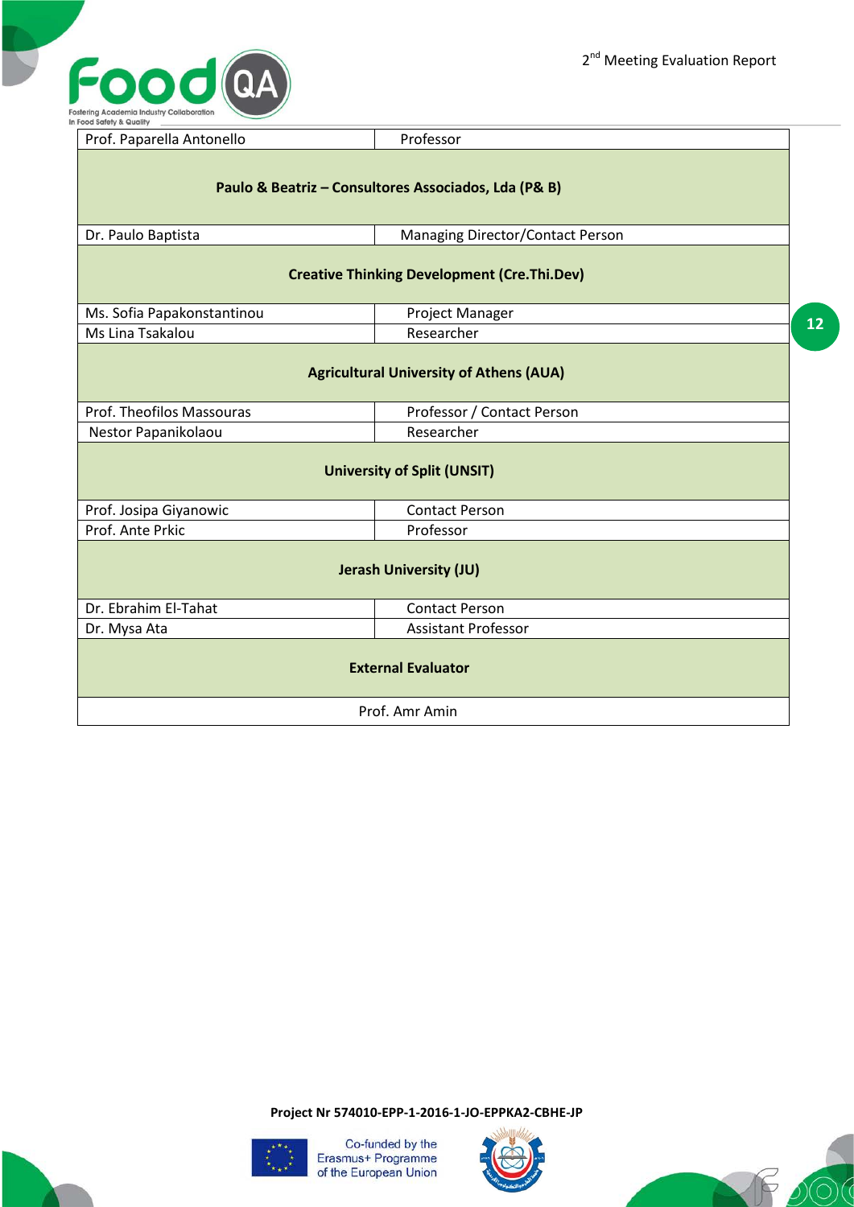| | |
|---|---|
| Prof. Paparella Antonello | Professor |
| **Paulo & Beatriz – Consultores Associados, Lda (P& B)** | |
| Dr. Paulo Baptista | Managing Director/Contact Person |
| **Creative Thinking Development (Cre.Thi.Dev)** | |
| Ms. Sofia Papakonstantinou | Project Manager |
| Ms Lina Tsakalou | Researcher |
| **Agricultural University of Athens (AUA)** | |
| Prof. Theofilos Massouras | Professor / Contact Person |
| Nestor Papanikolaou | Researcher |
| **University of Split (UNSIT)** | |
| Prof. Josipa Giyanowic | Contact Person |
| Prof. Ante Prkic | Professor |
| **Jerash University (JU)** | |
| Dr. Ebrahim El-Tahat | Contact Person |
| Dr. Mysa Ata | Assistant Professor |
| **External Evaluator** | |
| Prof. Amr Amin | |

**Project Nr 574010-EPP-1-2016-1-JO-EPPKA2-CBHE-JP**

Co-funded by the Erasmus+ Programme of the European Union